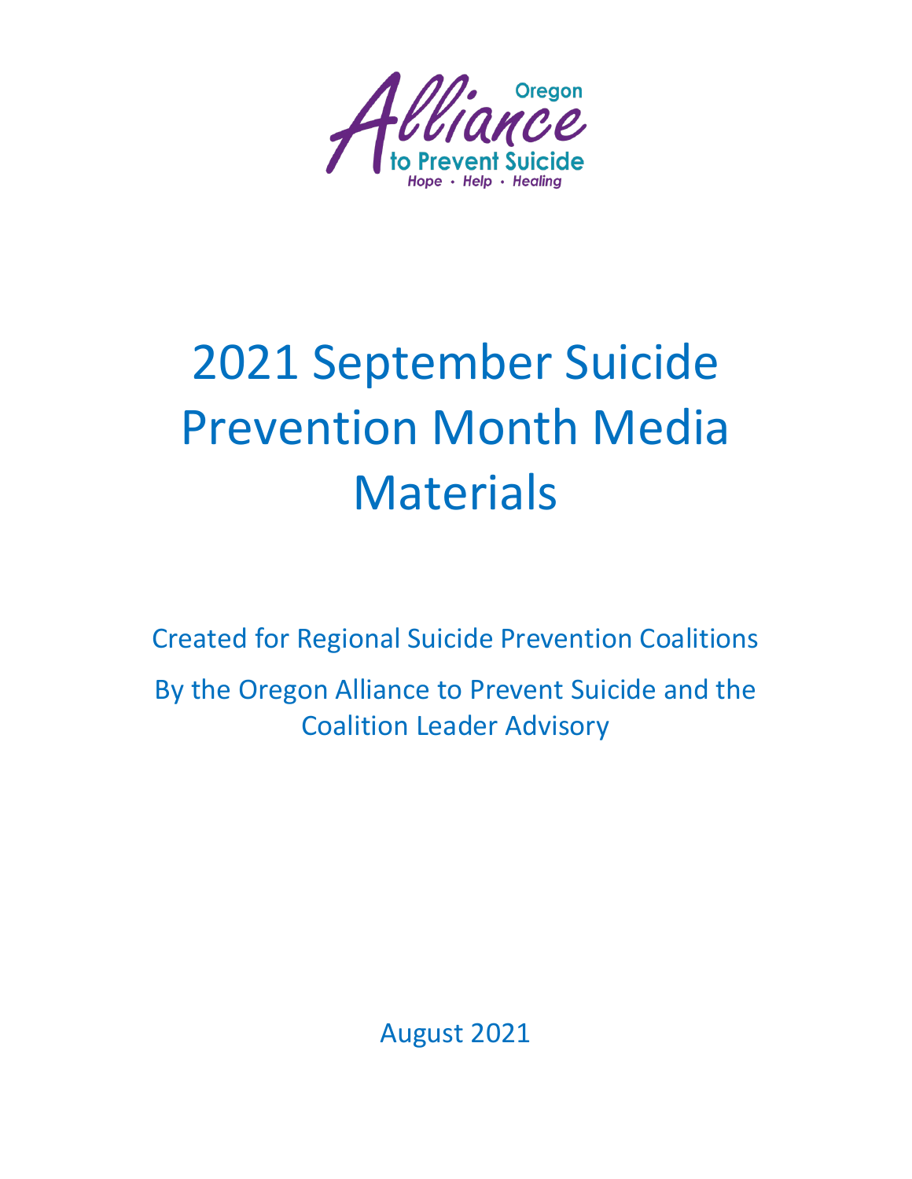Oregon Alliance to Prevent Suicide

*Hope • Help • Healing*

# 2021 September Suicide Prevention Month Media Materials

Created for Regional Suicide Prevention Coalitions

By the Oregon Alliance to Prevent Suicide and the Coalition Leader Advisory

August 2021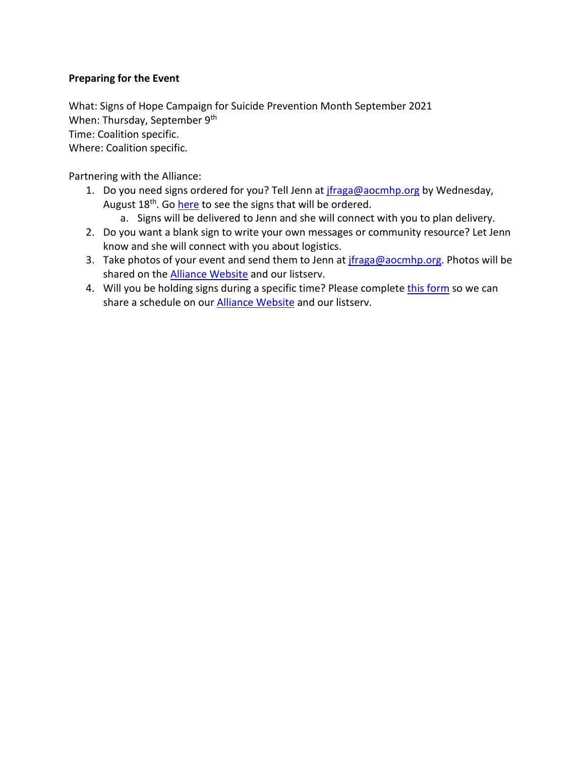**Preparing for the Event**

What: Signs of Hope Campaign for Suicide Prevention Month September 2021
When: Thursday, September 9th
Time: Coalition specific.
Where: Coalition specific.

Partnering with the Alliance:

1. Do you need signs ordered for you? Tell Jenn at jfraga@aocmhp.org by Wednesday, August 18th. Go here to see the signs that will be ordered.
   a. Signs will be delivered to Jenn and she will connect with you to plan delivery.
2. Do you want a blank sign to write your own messages or community resource? Let Jenn know and she will connect with you about logistics.
3. Take photos of your event and send them to Jenn at jfraga@aocmhp.org. Photos will be shared on the Alliance Website and our listserv.
4. Will you be holding signs during a specific time? Please complete this form so we can share a schedule on our Alliance Website and our listserv.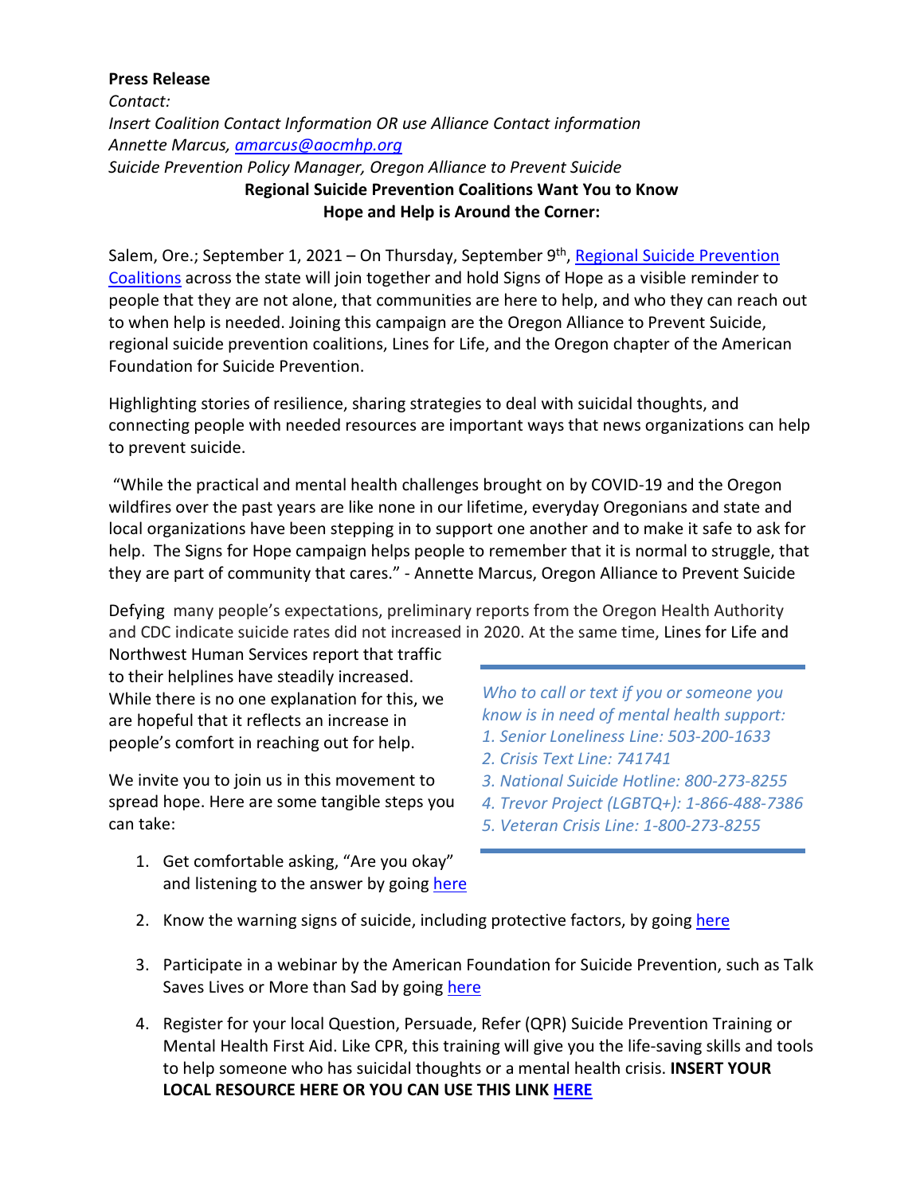**Press Release**

*Contact:*

*Insert Coalition Contact Information OR use Alliance Contact information*

*Annette Marcus, amarcus@aocmhp.org*

*Suicide Prevention Policy Manager, Oregon Alliance to Prevent Suicide*

**Regional Suicide Prevention Coalitions Want You to Know Hope and Help is Around the Corner:**

Salem, Ore.; September 1, 2021 – On Thursday, September 9th, Regional Suicide Prevention Coalitions across the state will join together and hold Signs of Hope as a visible reminder to people that they are not alone, that communities are here to help, and who they can reach out to when help is needed. Joining this campaign are the Oregon Alliance to Prevent Suicide, regional suicide prevention coalitions, Lines for Life, and the Oregon chapter of the American Foundation for Suicide Prevention.

Highlighting stories of resilience, sharing strategies to deal with suicidal thoughts, and connecting people with needed resources are important ways that news organizations can help to prevent suicide.

"While the practical and mental health challenges brought on by COVID-19 and the Oregon wildfires over the past years are like none in our lifetime, everyday Oregonians and state and local organizations have been stepping in to support one another and to make it safe to ask for help. The Signs for Hope campaign helps people to remember that it is normal to struggle, that they are part of community that cares." - Annette Marcus, Oregon Alliance to Prevent Suicide

Defying many people's expectations, preliminary reports from the Oregon Health Authority and CDC indicate suicide rates did not increased in 2020. At the same time, Lines for Life and Northwest Human Services report that traffic to their helplines have steadily increased. While there is no one explanation for this, we are hopeful that it reflects an increase in people's comfort in reaching out for help.

*Who to call or text if you or someone you know is in need of mental health support:*

1. *Senior Loneliness Line: 503-200-1633*
2. *Crisis Text Line: 741741*
3. *National Suicide Hotline: 800-273-8255*
4. *Trevor Project (LGBTQ+): 1-866-488-7386*
5. *Veteran Crisis Line: 1-800-273-8255*

We invite you to join us in this movement to spread hope. Here are some tangible steps you can take:

1. Get comfortable asking, "Are you okay" and listening to the answer by going here
2. Know the warning signs of suicide, including protective factors, by going here
3. Participate in a webinar by the American Foundation for Suicide Prevention, such as Talk Saves Lives or More than Sad by going here
4. Register for your local Question, Persuade, Refer (QPR) Suicide Prevention Training or Mental Health First Aid. Like CPR, this training will give you the life-saving skills and tools to help someone who has suicidal thoughts or a mental health crisis. **INSERT YOUR LOCAL RESOURCE HERE OR YOU CAN USE THIS LINK HERE**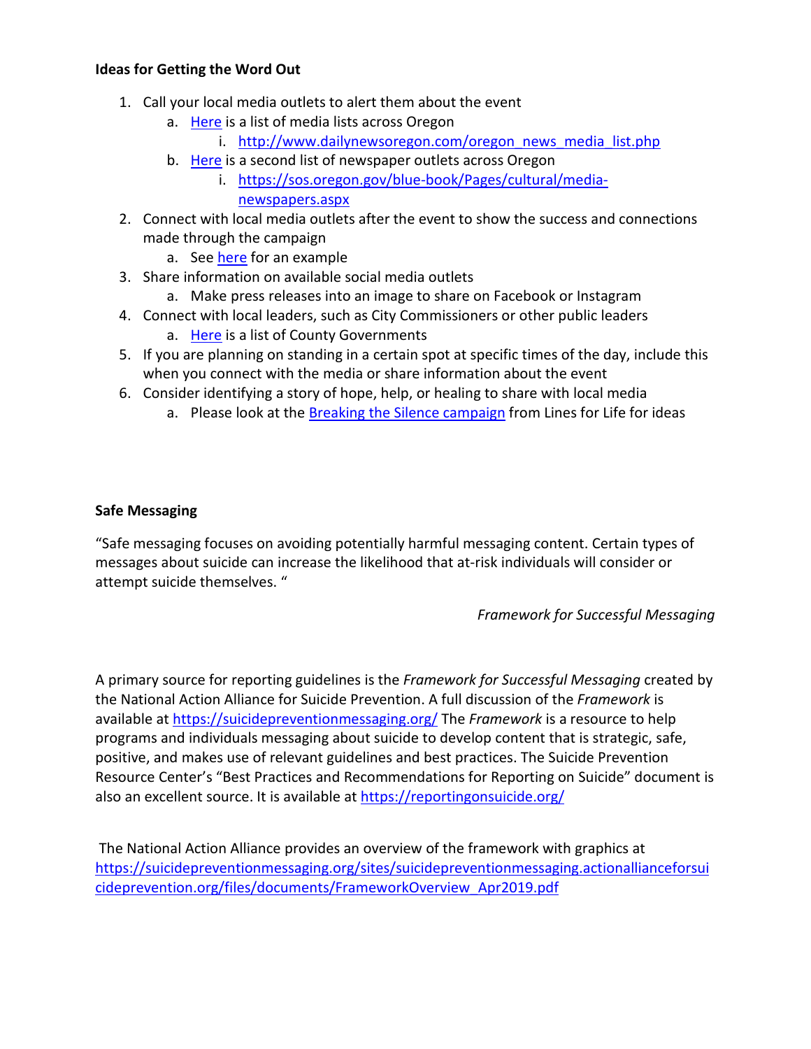**Ideas for Getting the Word Out**

1. Call your local media outlets to alert them about the event
   a. [Here](http://www.dailynewsoregon.com/oregon_news_media_list.php) is a list of media lists across Oregon
      i. http://www.dailynewsoregon.com/oregon_news_media_list.php
   b. [Here](https://sos.oregon.gov/blue-book/Pages/cultural/media-newspapers.aspx) is a second list of newspaper outlets across Oregon
      i. https://sos.oregon.gov/blue-book/Pages/cultural/media-newspapers.aspx
2. Connect with local media outlets after the event to show the success and connections made through the campaign
   a. See here for an example
3. Share information on available social media outlets
   a. Make press releases into an image to share on Facebook or Instagram
4. Connect with local leaders, such as City Commissioners or other public leaders
   a. Here is a list of County Governments
5. If you are planning on standing in a certain spot at specific times of the day, include this when you connect with the media or share information about the event
6. Consider identifying a story of hope, help, or healing to share with local media
   a. Please look at the Breaking the Silence campaign from Lines for Life for ideas

**Safe Messaging**

"Safe messaging focuses on avoiding potentially harmful messaging content. Certain types of messages about suicide can increase the likelihood that at-risk individuals will consider or attempt suicide themselves. "

*Framework for Successful Messaging*

A primary source for reporting guidelines is the *Framework for Successful Messaging* created by the National Action Alliance for Suicide Prevention. A full discussion of the *Framework* is available at https://suicidepreventionmessaging.org/ The *Framework* is a resource to help programs and individuals messaging about suicide to develop content that is strategic, safe, positive, and makes use of relevant guidelines and best practices. The Suicide Prevention Resource Center's "Best Practices and Recommendations for Reporting on Suicide" document is also an excellent source. It is available at https://reportingonsuicide.org/

The National Action Alliance provides an overview of the framework with graphics at https://suicidepreventionmessaging.org/sites/suicidepreventionmessaging.actionallianceforsuicideprevention.org/files/documents/FrameworkOverview_Apr2019.pdf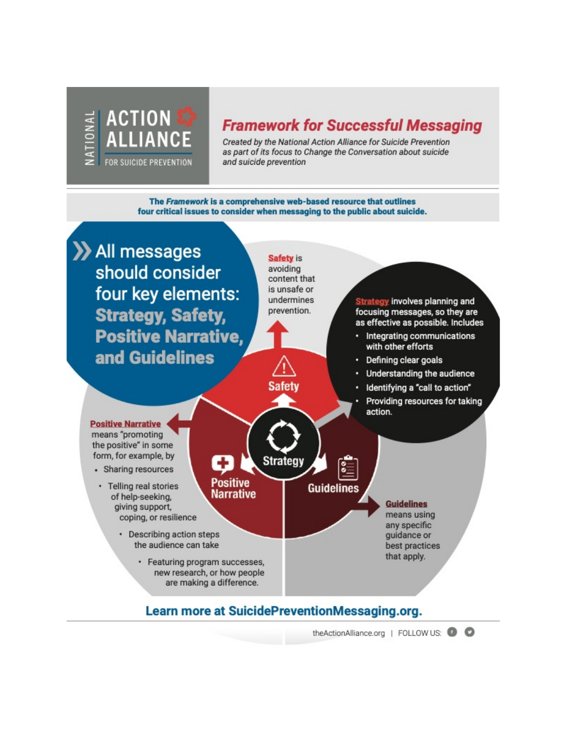NATIONAL ACTION ALLIANCE FOR SUICIDE PREVENTION

# *Framework for Successful Messaging*

*Created by the National Action Alliance for Suicide Prevention as part of its focus to Change the Conversation about suicide and suicide prevention*

**The *Framework* is a comprehensive web-based resource that outlines four critical issues to consider when messaging to the public about suicide.**

## All messages should consider four key elements: **Strategy, Safety, Positive Narrative, and Guidelines**

**Safety** is avoiding content that is unsafe or undermines prevention.

**Strategy** involves planning and focusing messages, so they are as effective as possible. Includes

- Integrating communications with other efforts
- Defining clear goals
- Understanding the audience
- Identifying a "call to action"
- Providing resources for taking action.

**Positive Narrative** means "promoting the positive" in some form, for example, by

- Sharing resources
- Telling real stories of help-seeking, giving support, coping, or resilience
- Describing action steps the audience can take
- Featuring program successes, new research, or how people are making a difference.

**Guidelines** means using any specific guidance or best practices that apply.

**Learn more at SuicidePreventionMessaging.org.**

theActionAlliance.org | FOLLOW US: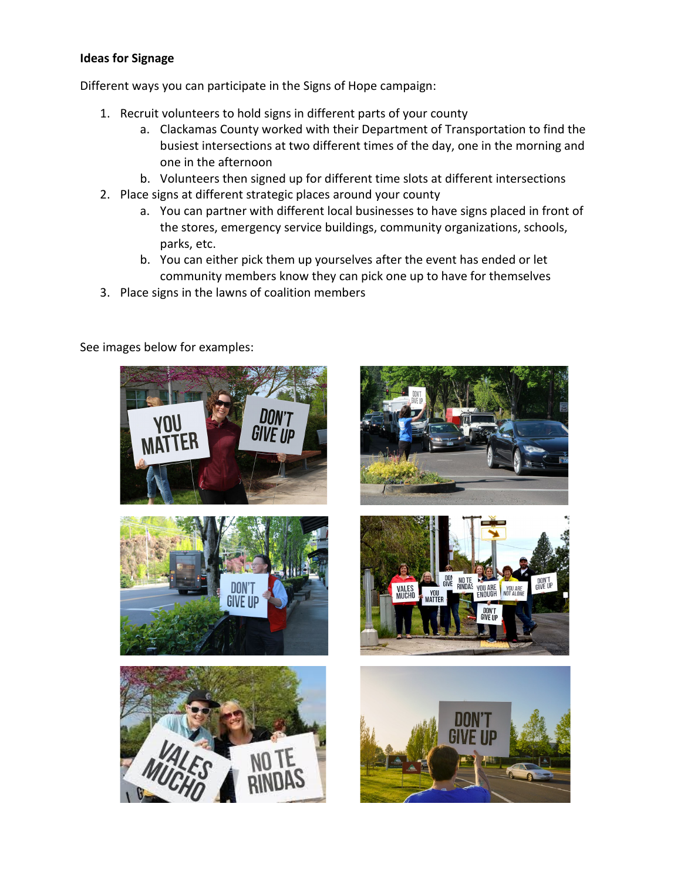**Ideas for Signage**

Different ways you can participate in the Signs of Hope campaign:

1. Recruit volunteers to hold signs in different parts of your county
   a. Clackamas County worked with their Department of Transportation to find the busiest intersections at two different times of the day, one in the morning and one in the afternoon
   b. Volunteers then signed up for different time slots at different intersections
2. Place signs at different strategic places around your county
   a. You can partner with different local businesses to have signs placed in front of the stores, emergency service buildings, community organizations, schools, parks, etc.
   b. You can either pick them up yourselves after the event has ended or let community members know they can pick one up to have for themselves
3. Place signs in the lawns of coalition members

See images below for examples: